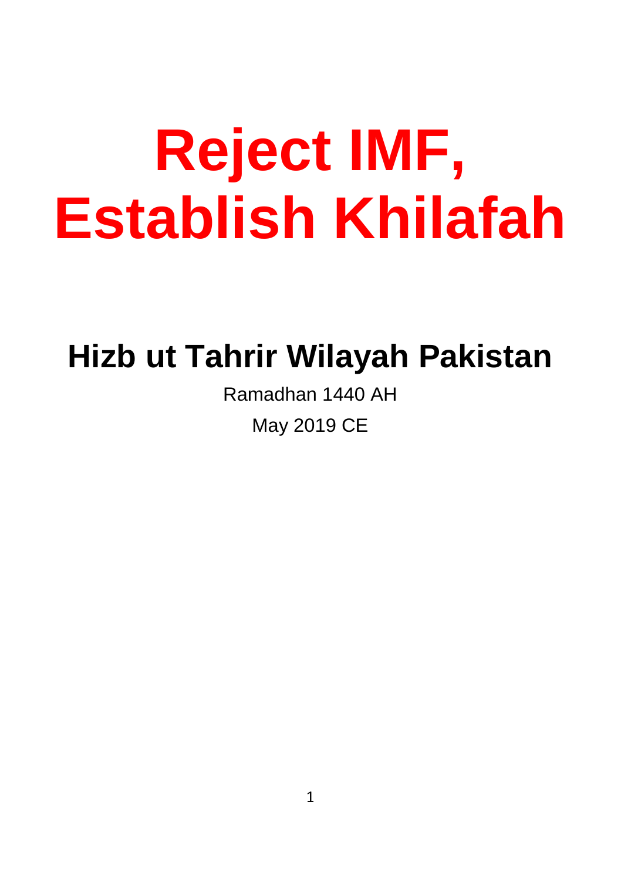# Reject IMF, Establish Khilafah

## Hizb ut Tahrir Wilayah Pakistan

Ramadhan 1440 AH

May 2019 CE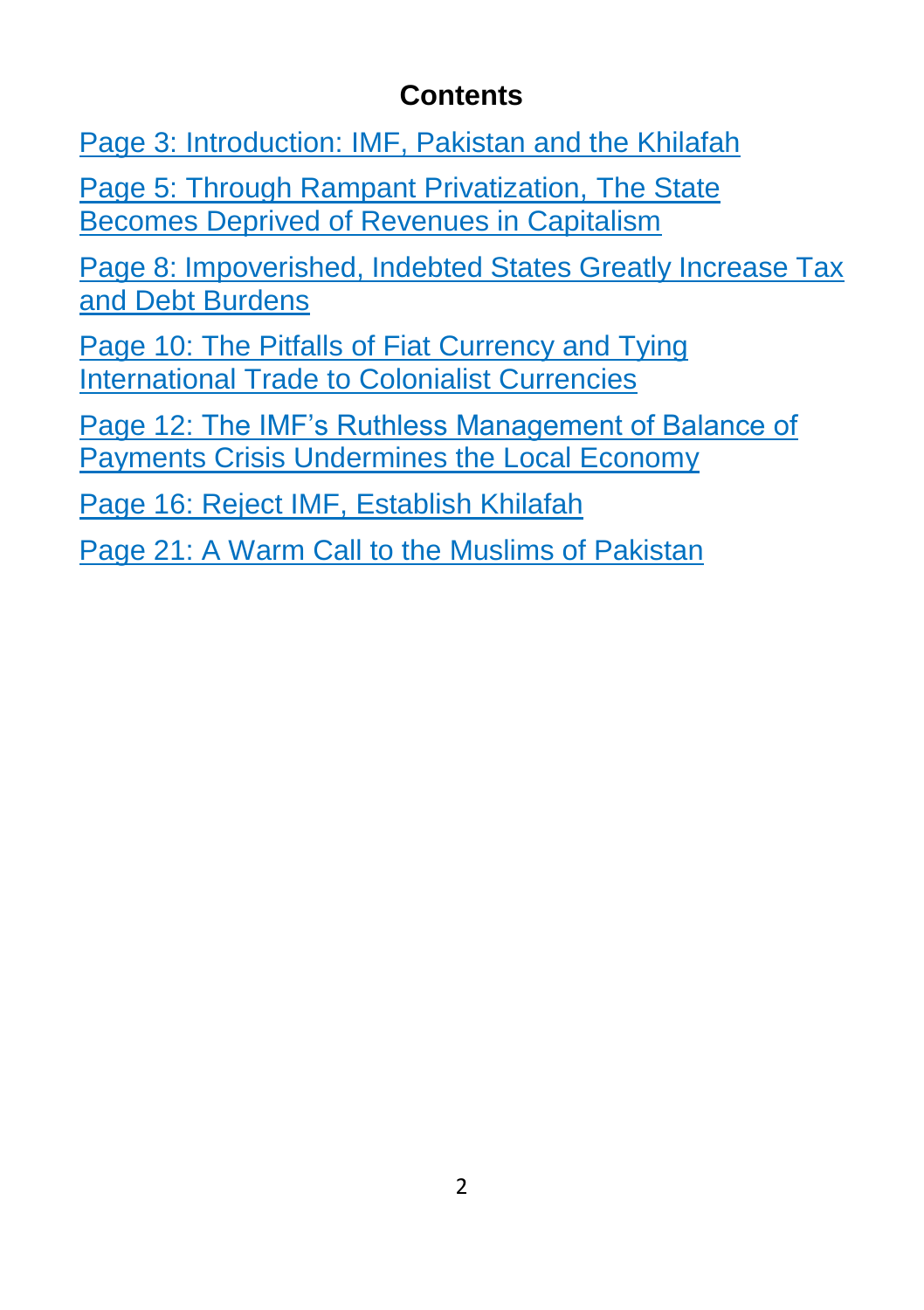## Contents

Page 3: Introduction: IMF, Pakistan and the Khilafah

Page 5: Through Rampant Privatization, The State Becomes Deprived of Revenues in Capitalism

Page 8: Impoverished, Indebted States Greatly Increase Tax and Debt Burdens

Page 10: The Pitfalls of Fiat Currency and Tying International Trade to Colonialist Currencies

Page 12: The IMF's Ruthless Management of Balance of Payments Crisis Undermines the Local Economy

Page 16: Reject IMF, Establish Khilafah

Page 21: A Warm Call to the Muslims of Pakistan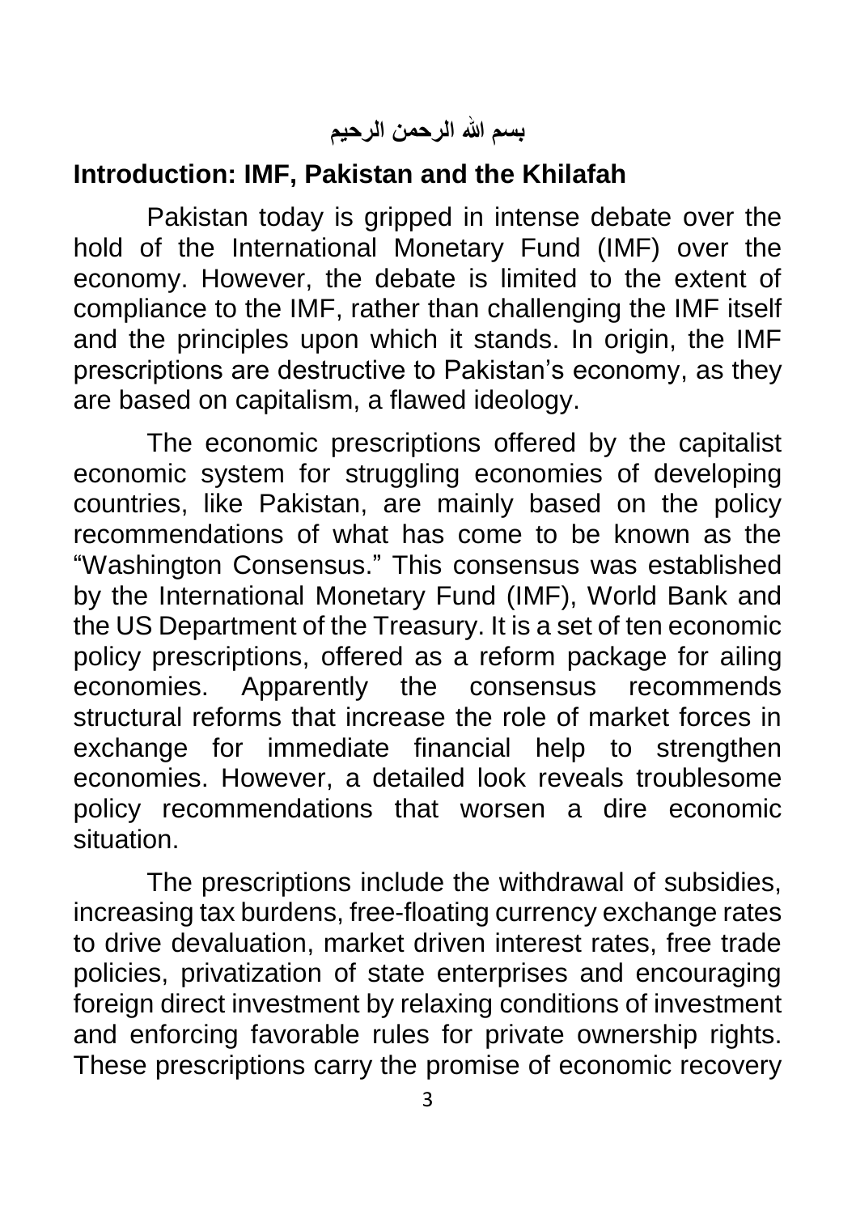بسم الله الرحمن الرحيم

## Introduction: IMF, Pakistan and the Khilafah

Pakistan today is gripped in intense debate over the hold of the International Monetary Fund (IMF) over the economy. However, the debate is limited to the extent of compliance to the IMF, rather than challenging the IMF itself and the principles upon which it stands. In origin, the IMF prescriptions are destructive to Pakistan's economy, as they are based on capitalism, a flawed ideology.

The economic prescriptions offered by the capitalist economic system for struggling economies of developing countries, like Pakistan, are mainly based on the policy recommendations of what has come to be known as the "Washington Consensus." This consensus was established by the International Monetary Fund (IMF), World Bank and the US Department of the Treasury. It is a set of ten economic policy prescriptions, offered as a reform package for ailing economies. Apparently the consensus recommends structural reforms that increase the role of market forces in exchange for immediate financial help to strengthen economies. However, a detailed look reveals troublesome policy recommendations that worsen a dire economic situation.

The prescriptions include the withdrawal of subsidies, increasing tax burdens, free-floating currency exchange rates to drive devaluation, market driven interest rates, free trade policies, privatization of state enterprises and encouraging foreign direct investment by relaxing conditions of investment and enforcing favorable rules for private ownership rights. These prescriptions carry the promise of economic recovery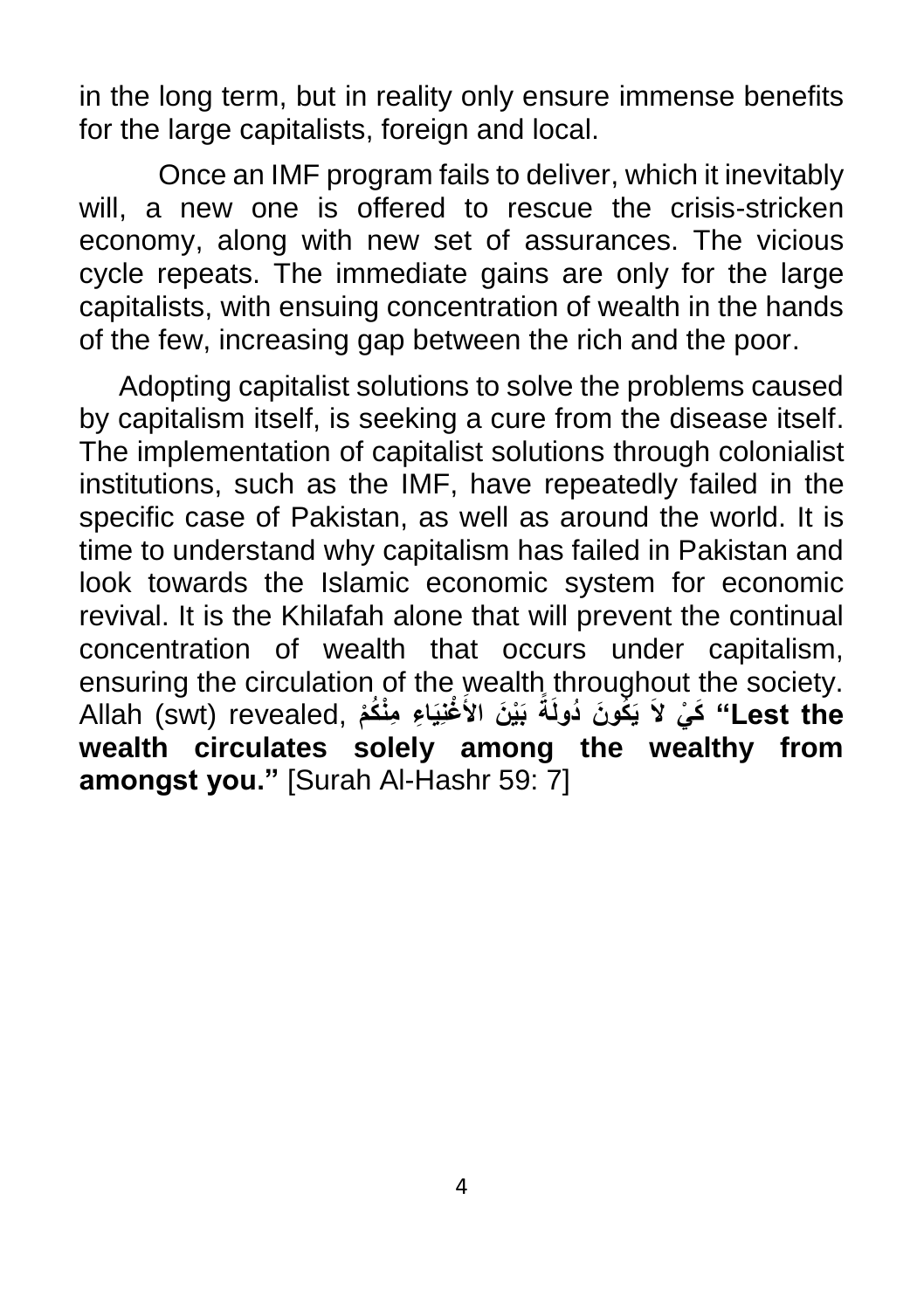in the long term, but in reality only ensure immense benefits for the large capitalists, foreign and local.

Once an IMF program fails to deliver, which it inevitably will, a new one is offered to rescue the crisis-stricken economy, along with new set of assurances. The vicious cycle repeats. The immediate gains are only for the large capitalists, with ensuing concentration of wealth in the hands of the few, increasing gap between the rich and the poor.

Adopting capitalist solutions to solve the problems caused by capitalism itself, is seeking a cure from the disease itself. The implementation of capitalist solutions through colonialist institutions, such as the IMF, have repeatedly failed in the specific case of Pakistan, as well as around the world. It is time to understand why capitalism has failed in Pakistan and look towards the Islamic economic system for economic revival. It is the Khilafah alone that will prevent the continual concentration of wealth that occurs under capitalism, ensuring the circulation of the wealth throughout the society. Allah (swt) revealed, **كَيْ لاَ يَكُونَ دُولَةً بَيْنَ الأَغْنِيَاءِ مِنْكُمْ “Lest the wealth circulates solely among the wealthy from amongst you.”** [Surah Al-Hashr 59: 7]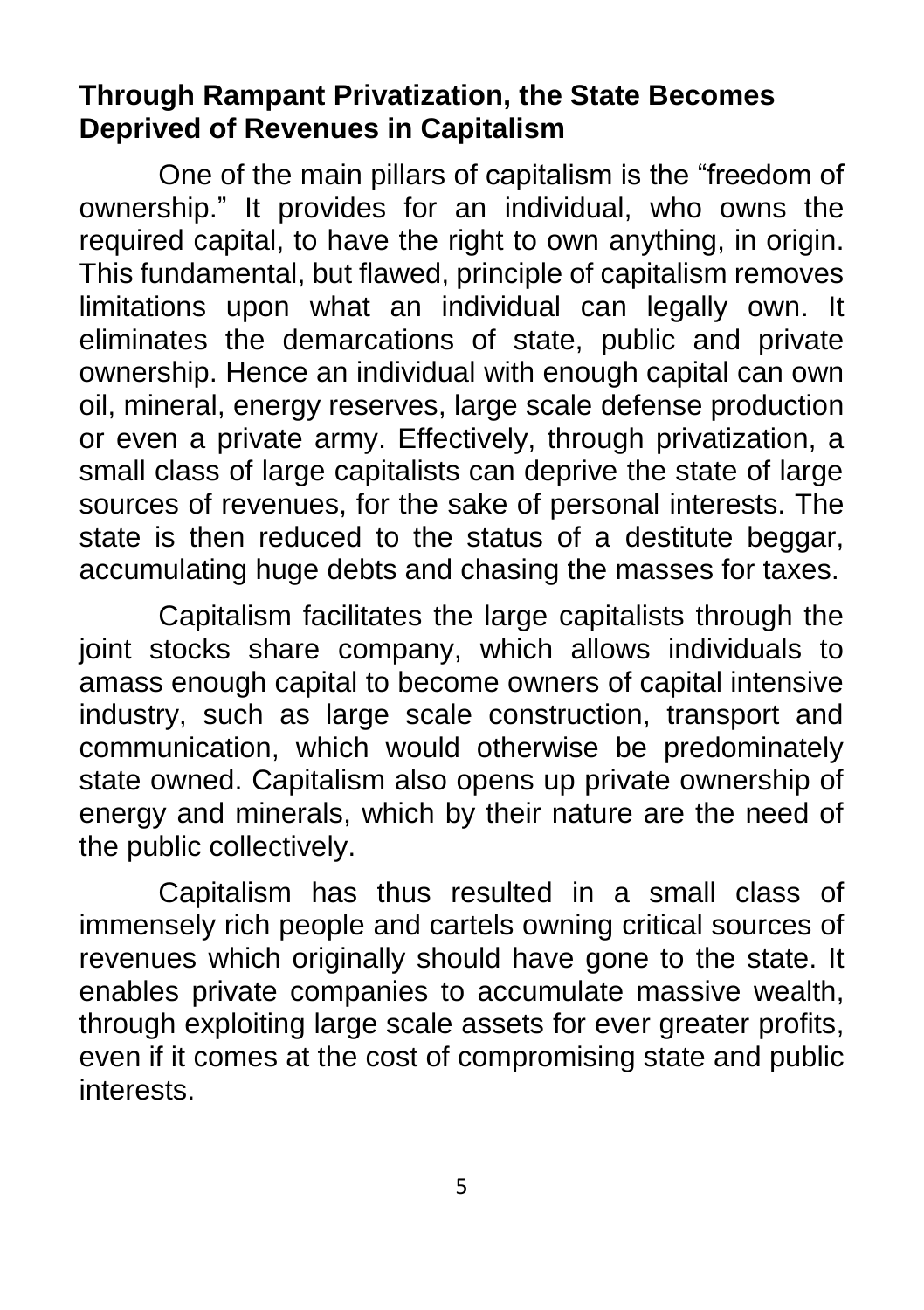## Through Rampant Privatization, the State Becomes Deprived of Revenues in Capitalism

One of the main pillars of capitalism is the "freedom of ownership." It provides for an individual, who owns the required capital, to have the right to own anything, in origin. This fundamental, but flawed, principle of capitalism removes limitations upon what an individual can legally own. It eliminates the demarcations of state, public and private ownership. Hence an individual with enough capital can own oil, mineral, energy reserves, large scale defense production or even a private army. Effectively, through privatization, a small class of large capitalists can deprive the state of large sources of revenues, for the sake of personal interests. The state is then reduced to the status of a destitute beggar, accumulating huge debts and chasing the masses for taxes.

Capitalism facilitates the large capitalists through the joint stocks share company, which allows individuals to amass enough capital to become owners of capital intensive industry, such as large scale construction, transport and communication, which would otherwise be predominately state owned. Capitalism also opens up private ownership of energy and minerals, which by their nature are the need of the public collectively.

Capitalism has thus resulted in a small class of immensely rich people and cartels owning critical sources of revenues which originally should have gone to the state. It enables private companies to accumulate massive wealth, through exploiting large scale assets for ever greater profits, even if it comes at the cost of compromising state and public interests.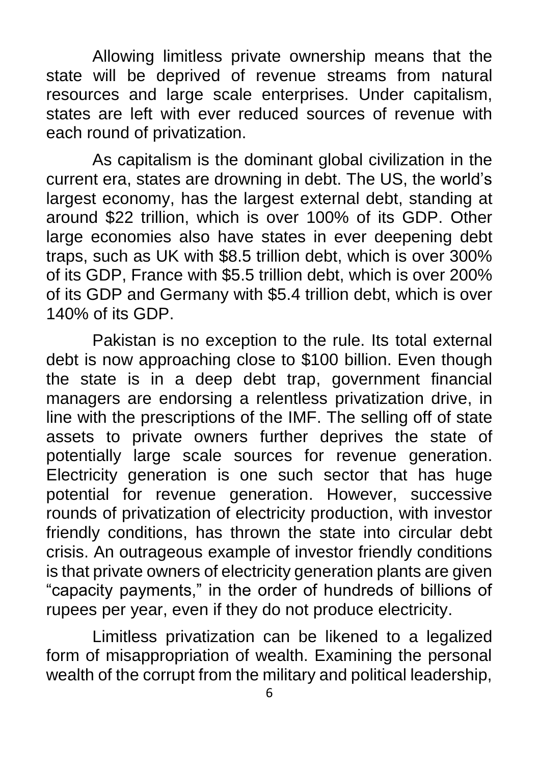Allowing limitless private ownership means that the state will be deprived of revenue streams from natural resources and large scale enterprises. Under capitalism, states are left with ever reduced sources of revenue with each round of privatization.

As capitalism is the dominant global civilization in the current era, states are drowning in debt. The US, the world's largest economy, has the largest external debt, standing at around $22 trillion, which is over 100% of its GDP. Other large economies also have states in ever deepening debt traps, such as UK with $8.5 trillion debt, which is over 300% of its GDP, France with $5.5 trillion debt, which is over 200% of its GDP and Germany with $5.4 trillion debt, which is over 140% of its GDP.

Pakistan is no exception to the rule. Its total external debt is now approaching close to $100 billion. Even though the state is in a deep debt trap, government financial managers are endorsing a relentless privatization drive, in line with the prescriptions of the IMF. The selling off of state assets to private owners further deprives the state of potentially large scale sources for revenue generation. Electricity generation is one such sector that has huge potential for revenue generation. However, successive rounds of privatization of electricity production, with investor friendly conditions, has thrown the state into circular debt crisis. An outrageous example of investor friendly conditions is that private owners of electricity generation plants are given "capacity payments," in the order of hundreds of billions of rupees per year, even if they do not produce electricity.

Limitless privatization can be likened to a legalized form of misappropriation of wealth. Examining the personal wealth of the corrupt from the military and political leadership,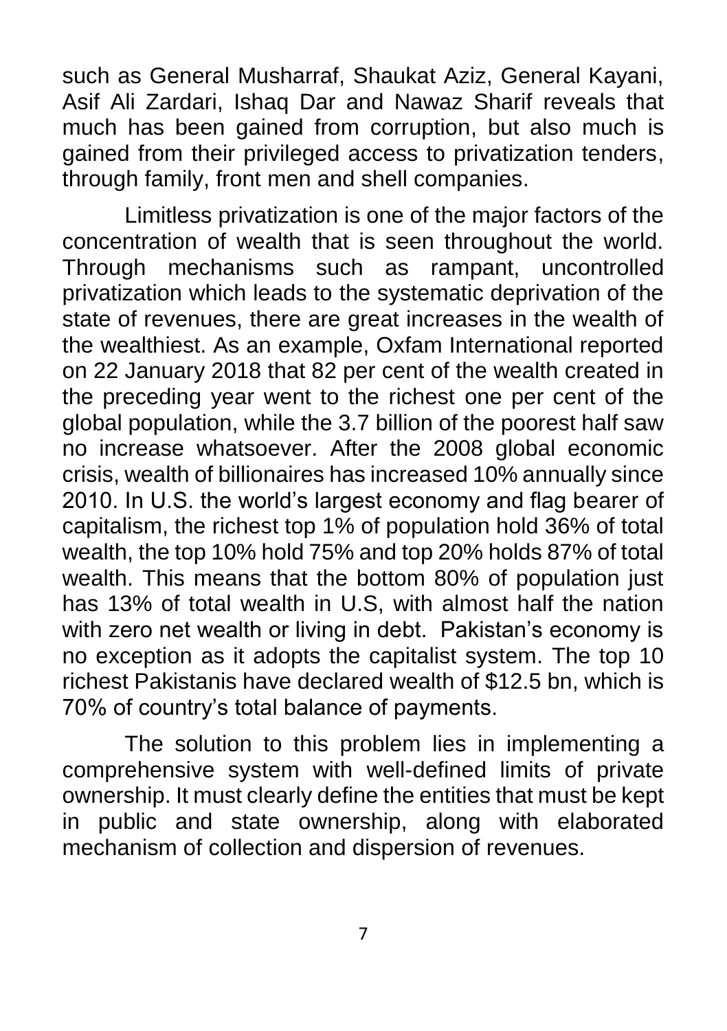such as General Musharraf, Shaukat Aziz, General Kayani, Asif Ali Zardari, Ishaq Dar and Nawaz Sharif reveals that much has been gained from corruption, but also much is gained from their privileged access to privatization tenders, through family, front men and shell companies.

Limitless privatization is one of the major factors of the concentration of wealth that is seen throughout the world. Through mechanisms such as rampant, uncontrolled privatization which leads to the systematic deprivation of the state of revenues, there are great increases in the wealth of the wealthiest. As an example, Oxfam International reported on 22 January 2018 that 82 per cent of the wealth created in the preceding year went to the richest one per cent of the global population, while the 3.7 billion of the poorest half saw no increase whatsoever. After the 2008 global economic crisis, wealth of billionaires has increased 10% annually since 2010. In U.S. the world's largest economy and flag bearer of capitalism, the richest top 1% of population hold 36% of total wealth, the top 10% hold 75% and top 20% holds 87% of total wealth. This means that the bottom 80% of population just has 13% of total wealth in U.S, with almost half the nation with zero net wealth or living in debt. Pakistan's economy is no exception as it adopts the capitalist system. The top 10 richest Pakistanis have declared wealth of $12.5 bn, which is 70% of country's total balance of payments.

The solution to this problem lies in implementing a comprehensive system with well-defined limits of private ownership. It must clearly define the entities that must be kept in public and state ownership, along with elaborated mechanism of collection and dispersion of revenues.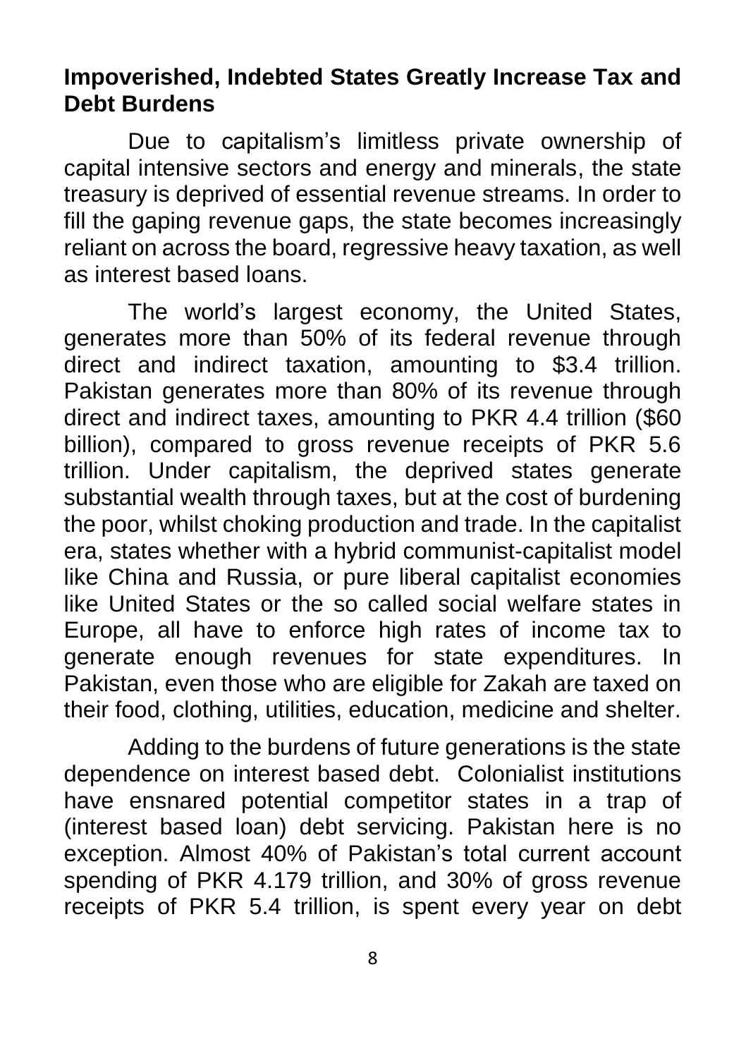**Impoverished, Indebted States Greatly Increase Tax and Debt Burdens**

Due to capitalism's limitless private ownership of capital intensive sectors and energy and minerals, the state treasury is deprived of essential revenue streams. In order to fill the gaping revenue gaps, the state becomes increasingly reliant on across the board, regressive heavy taxation, as well as interest based loans.

The world's largest economy, the United States, generates more than 50% of its federal revenue through direct and indirect taxation, amounting to $3.4 trillion. Pakistan generates more than 80% of its revenue through direct and indirect taxes, amounting to PKR 4.4 trillion ($60 billion), compared to gross revenue receipts of PKR 5.6 trillion. Under capitalism, the deprived states generate substantial wealth through taxes, but at the cost of burdening the poor, whilst choking production and trade. In the capitalist era, states whether with a hybrid communist-capitalist model like China and Russia, or pure liberal capitalist economies like United States or the so called social welfare states in Europe, all have to enforce high rates of income tax to generate enough revenues for state expenditures. In Pakistan, even those who are eligible for Zakah are taxed on their food, clothing, utilities, education, medicine and shelter.

Adding to the burdens of future generations is the state dependence on interest based debt. Colonialist institutions have ensnared potential competitor states in a trap of (interest based loan) debt servicing. Pakistan here is no exception. Almost 40% of Pakistan's total current account spending of PKR 4.179 trillion, and 30% of gross revenue receipts of PKR 5.4 trillion, is spent every year on debt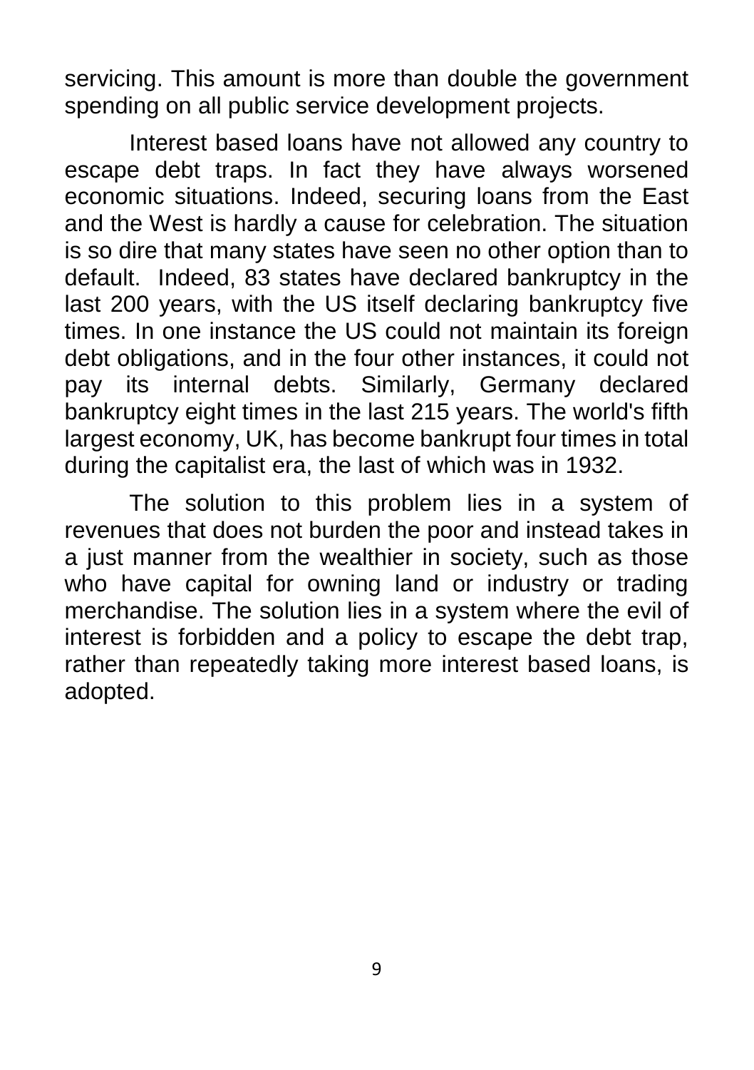servicing. This amount is more than double the government spending on all public service development projects.

Interest based loans have not allowed any country to escape debt traps. In fact they have always worsened economic situations. Indeed, securing loans from the East and the West is hardly a cause for celebration. The situation is so dire that many states have seen no other option than to default. Indeed, 83 states have declared bankruptcy in the last 200 years, with the US itself declaring bankruptcy five times. In one instance the US could not maintain its foreign debt obligations, and in the four other instances, it could not pay its internal debts. Similarly, Germany declared bankruptcy eight times in the last 215 years. The world's fifth largest economy, UK, has become bankrupt four times in total during the capitalist era, the last of which was in 1932.

The solution to this problem lies in a system of revenues that does not burden the poor and instead takes in a just manner from the wealthier in society, such as those who have capital for owning land or industry or trading merchandise. The solution lies in a system where the evil of interest is forbidden and a policy to escape the debt trap, rather than repeatedly taking more interest based loans, is adopted.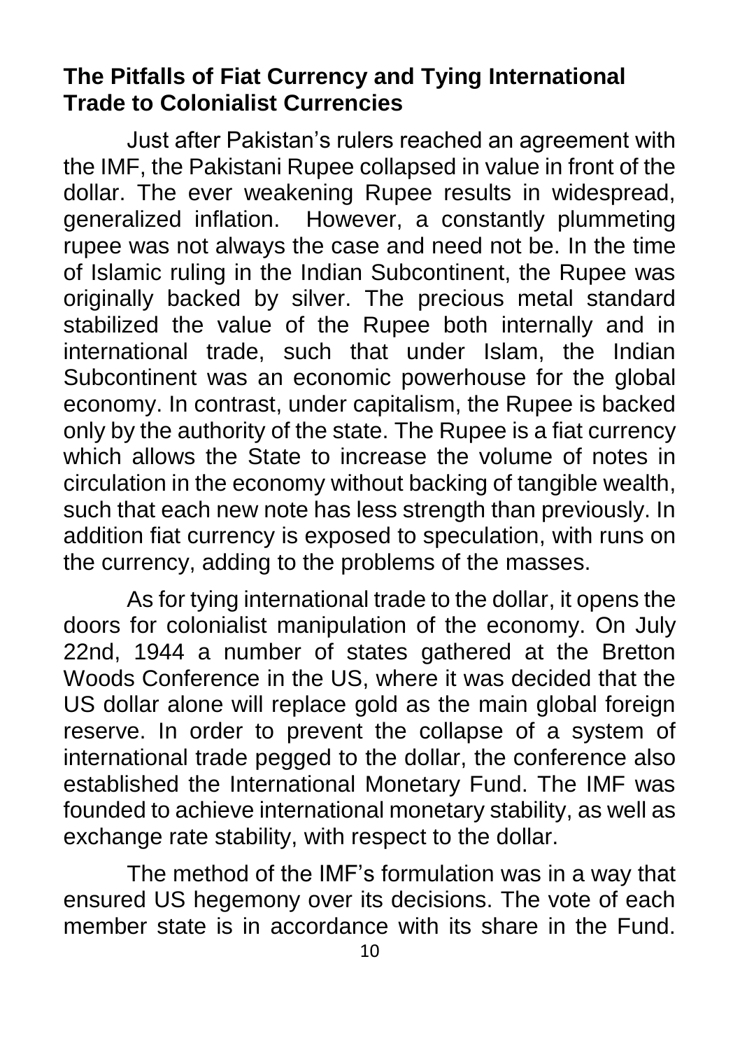## The Pitfalls of Fiat Currency and Tying International Trade to Colonialist Currencies

Just after Pakistan's rulers reached an agreement with the IMF, the Pakistani Rupee collapsed in value in front of the dollar. The ever weakening Rupee results in widespread, generalized inflation. However, a constantly plummeting rupee was not always the case and need not be. In the time of Islamic ruling in the Indian Subcontinent, the Rupee was originally backed by silver. The precious metal standard stabilized the value of the Rupee both internally and in international trade, such that under Islam, the Indian Subcontinent was an economic powerhouse for the global economy. In contrast, under capitalism, the Rupee is backed only by the authority of the state. The Rupee is a fiat currency which allows the State to increase the volume of notes in circulation in the economy without backing of tangible wealth, such that each new note has less strength than previously. In addition fiat currency is exposed to speculation, with runs on the currency, adding to the problems of the masses.

As for tying international trade to the dollar, it opens the doors for colonialist manipulation of the economy. On July 22nd, 1944 a number of states gathered at the Bretton Woods Conference in the US, where it was decided that the US dollar alone will replace gold as the main global foreign reserve. In order to prevent the collapse of a system of international trade pegged to the dollar, the conference also established the International Monetary Fund. The IMF was founded to achieve international monetary stability, as well as exchange rate stability, with respect to the dollar.

The method of the IMF's formulation was in a way that ensured US hegemony over its decisions. The vote of each member state is in accordance with its share in the Fund.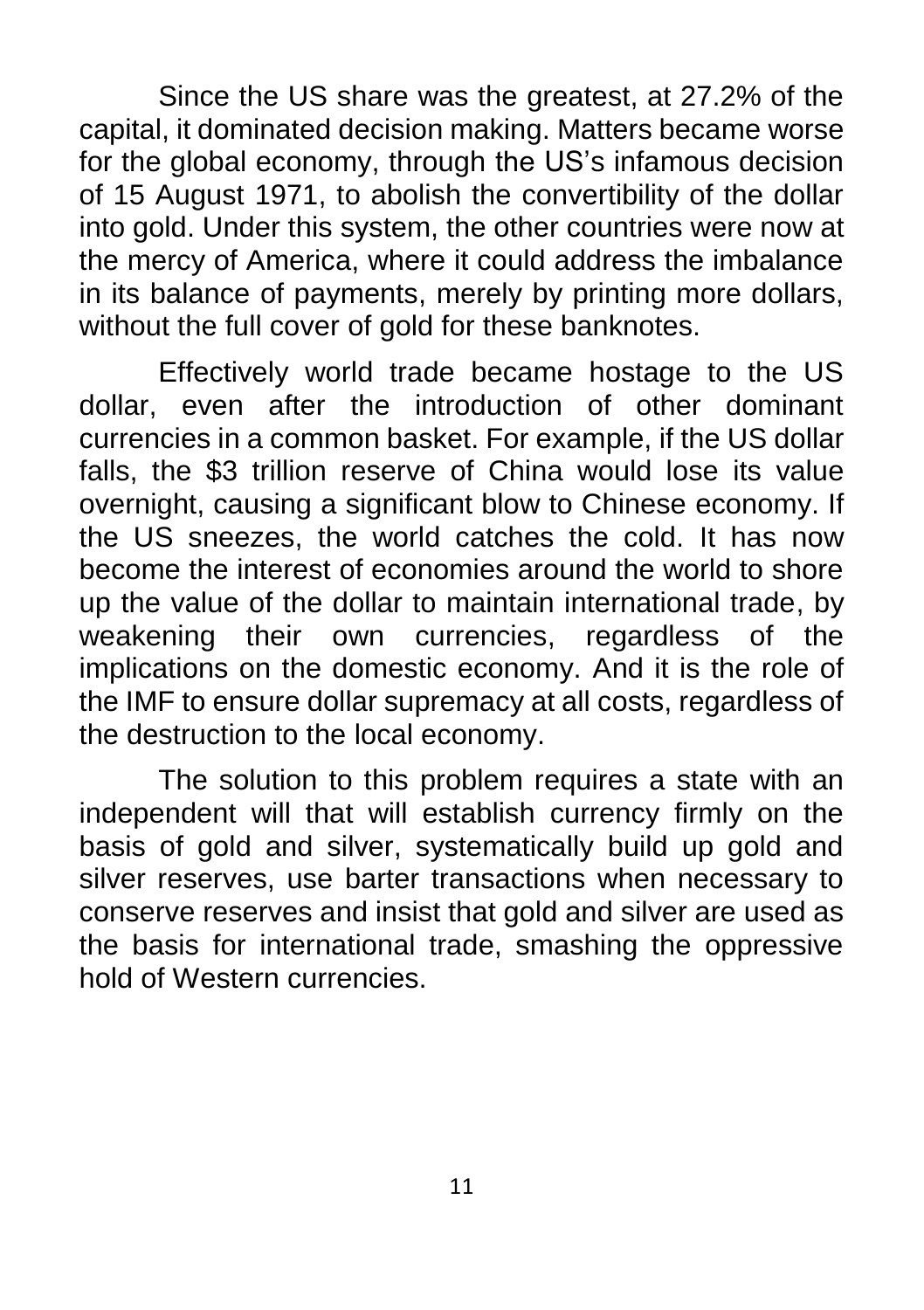Since the US share was the greatest, at 27.2% of the capital, it dominated decision making. Matters became worse for the global economy, through the US's infamous decision of 15 August 1971, to abolish the convertibility of the dollar into gold. Under this system, the other countries were now at the mercy of America, where it could address the imbalance in its balance of payments, merely by printing more dollars, without the full cover of gold for these banknotes.

Effectively world trade became hostage to the US dollar, even after the introduction of other dominant currencies in a common basket. For example, if the US dollar falls, the $3 trillion reserve of China would lose its value overnight, causing a significant blow to Chinese economy. If the US sneezes, the world catches the cold. It has now become the interest of economies around the world to shore up the value of the dollar to maintain international trade, by weakening their own currencies, regardless of the implications on the domestic economy. And it is the role of the IMF to ensure dollar supremacy at all costs, regardless of the destruction to the local economy.

The solution to this problem requires a state with an independent will that will establish currency firmly on the basis of gold and silver, systematically build up gold and silver reserves, use barter transactions when necessary to conserve reserves and insist that gold and silver are used as the basis for international trade, smashing the oppressive hold of Western currencies.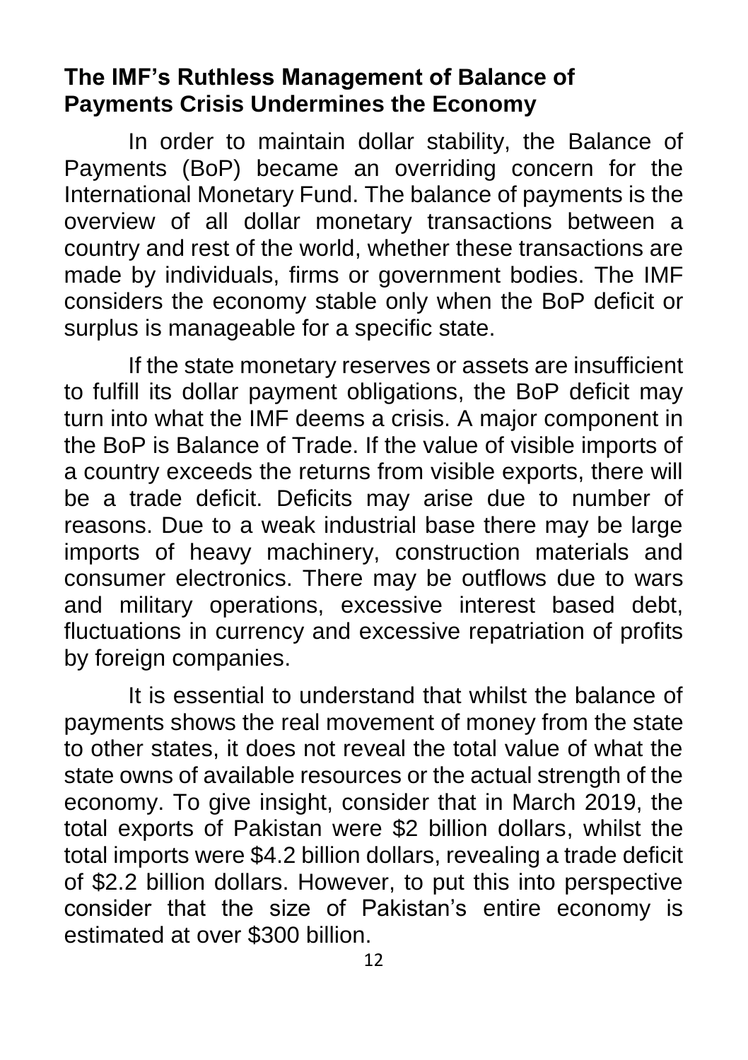## The IMF's Ruthless Management of Balance of Payments Crisis Undermines the Economy

In order to maintain dollar stability, the Balance of Payments (BoP) became an overriding concern for the International Monetary Fund. The balance of payments is the overview of all dollar monetary transactions between a country and rest of the world, whether these transactions are made by individuals, firms or government bodies. The IMF considers the economy stable only when the BoP deficit or surplus is manageable for a specific state.

If the state monetary reserves or assets are insufficient to fulfill its dollar payment obligations, the BoP deficit may turn into what the IMF deems a crisis. A major component in the BoP is Balance of Trade. If the value of visible imports of a country exceeds the returns from visible exports, there will be a trade deficit. Deficits may arise due to number of reasons. Due to a weak industrial base there may be large imports of heavy machinery, construction materials and consumer electronics. There may be outflows due to wars and military operations, excessive interest based debt, fluctuations in currency and excessive repatriation of profits by foreign companies.

It is essential to understand that whilst the balance of payments shows the real movement of money from the state to other states, it does not reveal the total value of what the state owns of available resources or the actual strength of the economy. To give insight, consider that in March 2019, the total exports of Pakistan were $2 billion dollars, whilst the total imports were $4.2 billion dollars, revealing a trade deficit of $2.2 billion dollars. However, to put this into perspective consider that the size of Pakistan's entire economy is estimated at over $300 billion.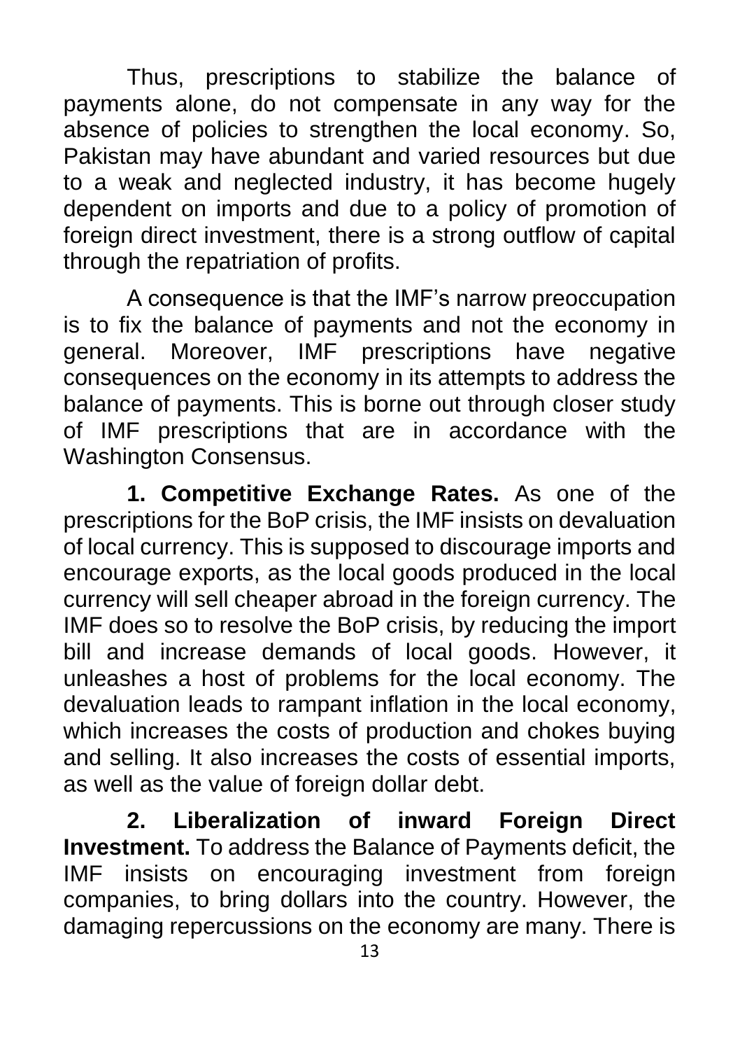Thus, prescriptions to stabilize the balance of payments alone, do not compensate in any way for the absence of policies to strengthen the local economy. So, Pakistan may have abundant and varied resources but due to a weak and neglected industry, it has become hugely dependent on imports and due to a policy of promotion of foreign direct investment, there is a strong outflow of capital through the repatriation of profits.

A consequence is that the IMF's narrow preoccupation is to fix the balance of payments and not the economy in general. Moreover, IMF prescriptions have negative consequences on the economy in its attempts to address the balance of payments. This is borne out through closer study of IMF prescriptions that are in accordance with the Washington Consensus.

**1. Competitive Exchange Rates.** As one of the prescriptions for the BoP crisis, the IMF insists on devaluation of local currency. This is supposed to discourage imports and encourage exports, as the local goods produced in the local currency will sell cheaper abroad in the foreign currency. The IMF does so to resolve the BoP crisis, by reducing the import bill and increase demands of local goods. However, it unleashes a host of problems for the local economy. The devaluation leads to rampant inflation in the local economy, which increases the costs of production and chokes buying and selling. It also increases the costs of essential imports, as well as the value of foreign dollar debt.

**2. Liberalization of inward Foreign Direct Investment.** To address the Balance of Payments deficit, the IMF insists on encouraging investment from foreign companies, to bring dollars into the country. However, the damaging repercussions on the economy are many. There is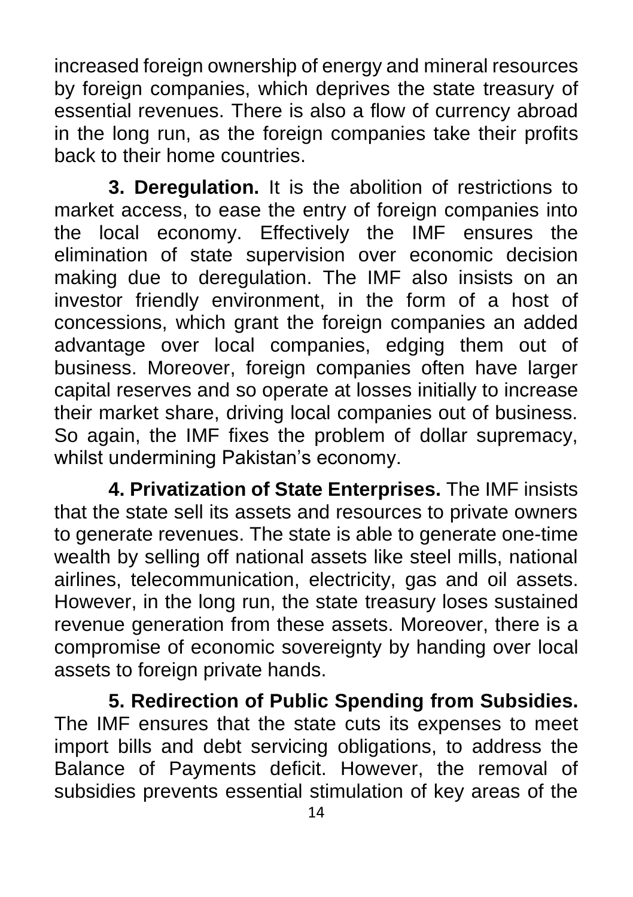increased foreign ownership of energy and mineral resources by foreign companies, which deprives the state treasury of essential revenues. There is also a flow of currency abroad in the long run, as the foreign companies take their profits back to their home countries.

**3. Deregulation.** It is the abolition of restrictions to market access, to ease the entry of foreign companies into the local economy. Effectively the IMF ensures the elimination of state supervision over economic decision making due to deregulation. The IMF also insists on an investor friendly environment, in the form of a host of concessions, which grant the foreign companies an added advantage over local companies, edging them out of business. Moreover, foreign companies often have larger capital reserves and so operate at losses initially to increase their market share, driving local companies out of business. So again, the IMF fixes the problem of dollar supremacy, whilst undermining Pakistan's economy.

**4. Privatization of State Enterprises.** The IMF insists that the state sell its assets and resources to private owners to generate revenues. The state is able to generate one-time wealth by selling off national assets like steel mills, national airlines, telecommunication, electricity, gas and oil assets. However, in the long run, the state treasury loses sustained revenue generation from these assets. Moreover, there is a compromise of economic sovereignty by handing over local assets to foreign private hands.

**5. Redirection of Public Spending from Subsidies.** The IMF ensures that the state cuts its expenses to meet import bills and debt servicing obligations, to address the Balance of Payments deficit. However, the removal of subsidies prevents essential stimulation of key areas of the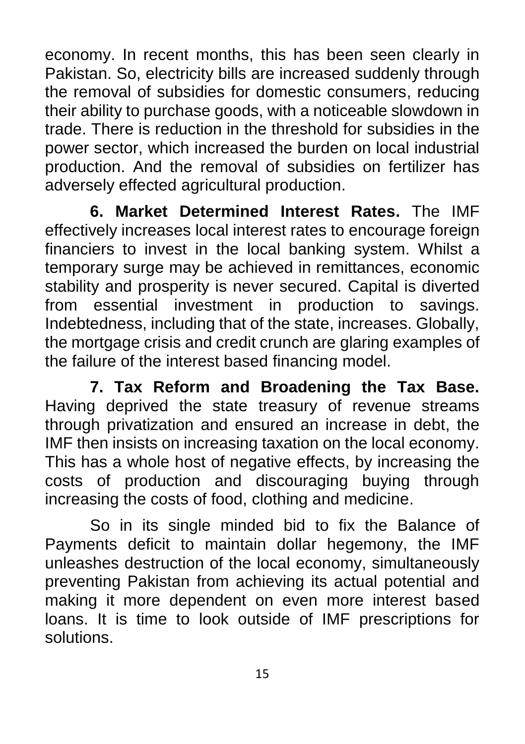economy. In recent months, this has been seen clearly in Pakistan. So, electricity bills are increased suddenly through the removal of subsidies for domestic consumers, reducing their ability to purchase goods, with a noticeable slowdown in trade. There is reduction in the threshold for subsidies in the power sector, which increased the burden on local industrial production. And the removal of subsidies on fertilizer has adversely effected agricultural production.

**6. Market Determined Interest Rates.** The IMF effectively increases local interest rates to encourage foreign financiers to invest in the local banking system. Whilst a temporary surge may be achieved in remittances, economic stability and prosperity is never secured. Capital is diverted from essential investment in production to savings. Indebtedness, including that of the state, increases. Globally, the mortgage crisis and credit crunch are glaring examples of the failure of the interest based financing model.

**7. Tax Reform and Broadening the Tax Base.** Having deprived the state treasury of revenue streams through privatization and ensured an increase in debt, the IMF then insists on increasing taxation on the local economy. This has a whole host of negative effects, by increasing the costs of production and discouraging buying through increasing the costs of food, clothing and medicine.

So in its single minded bid to fix the Balance of Payments deficit to maintain dollar hegemony, the IMF unleashes destruction of the local economy, simultaneously preventing Pakistan from achieving its actual potential and making it more dependent on even more interest based loans. It is time to look outside of IMF prescriptions for solutions.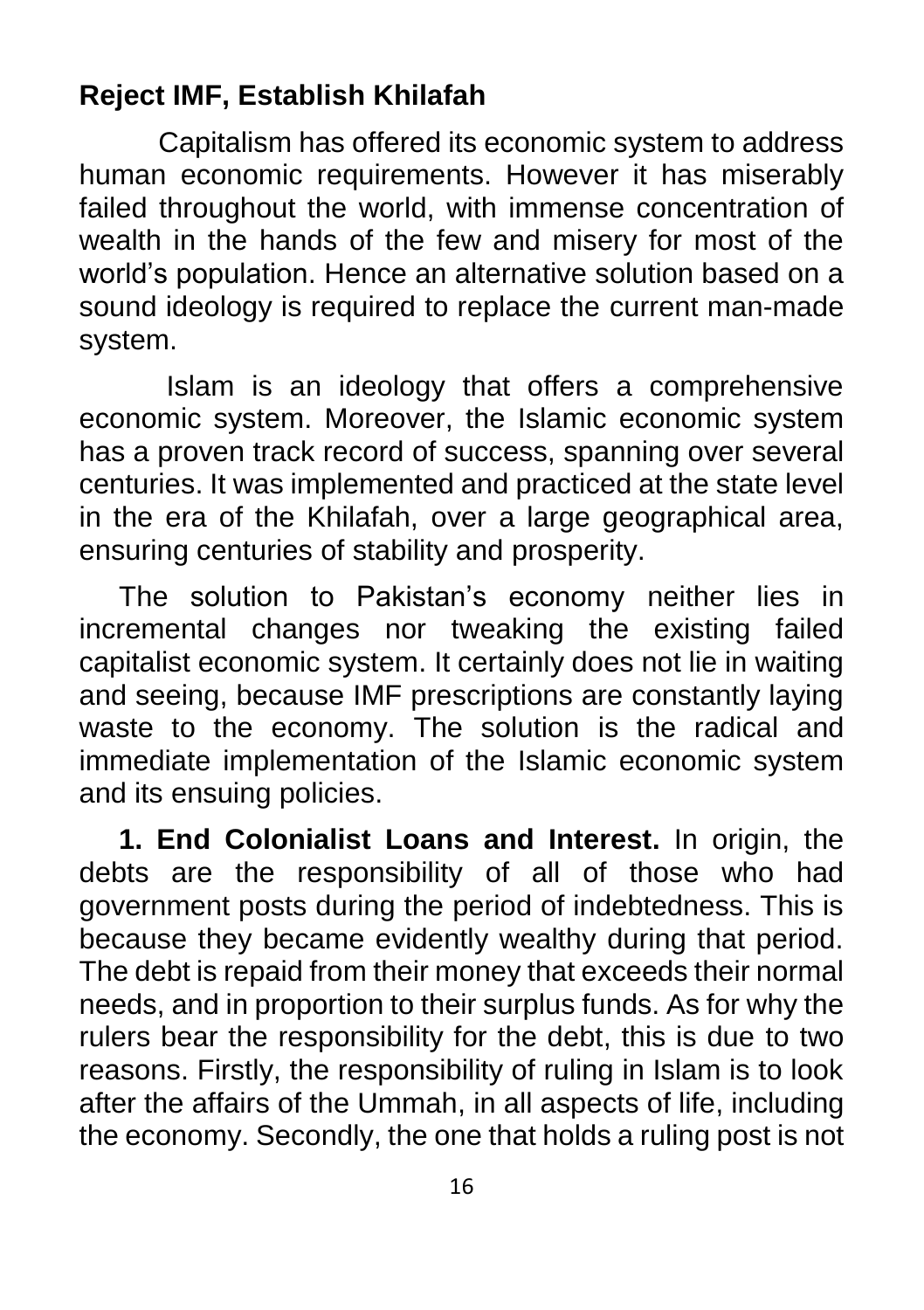## Reject IMF, Establish Khilafah

Capitalism has offered its economic system to address human economic requirements. However it has miserably failed throughout the world, with immense concentration of wealth in the hands of the few and misery for most of the world's population. Hence an alternative solution based on a sound ideology is required to replace the current man-made system.

Islam is an ideology that offers a comprehensive economic system. Moreover, the Islamic economic system has a proven track record of success, spanning over several centuries. It was implemented and practiced at the state level in the era of the Khilafah, over a large geographical area, ensuring centuries of stability and prosperity.

The solution to Pakistan's economy neither lies in incremental changes nor tweaking the existing failed capitalist economic system. It certainly does not lie in waiting and seeing, because IMF prescriptions are constantly laying waste to the economy. The solution is the radical and immediate implementation of the Islamic economic system and its ensuing policies.

**1. End Colonialist Loans and Interest.** In origin, the debts are the responsibility of all of those who had government posts during the period of indebtedness. This is because they became evidently wealthy during that period. The debt is repaid from their money that exceeds their normal needs, and in proportion to their surplus funds. As for why the rulers bear the responsibility for the debt, this is due to two reasons. Firstly, the responsibility of ruling in Islam is to look after the affairs of the Ummah, in all aspects of life, including the economy. Secondly, the one that holds a ruling post is not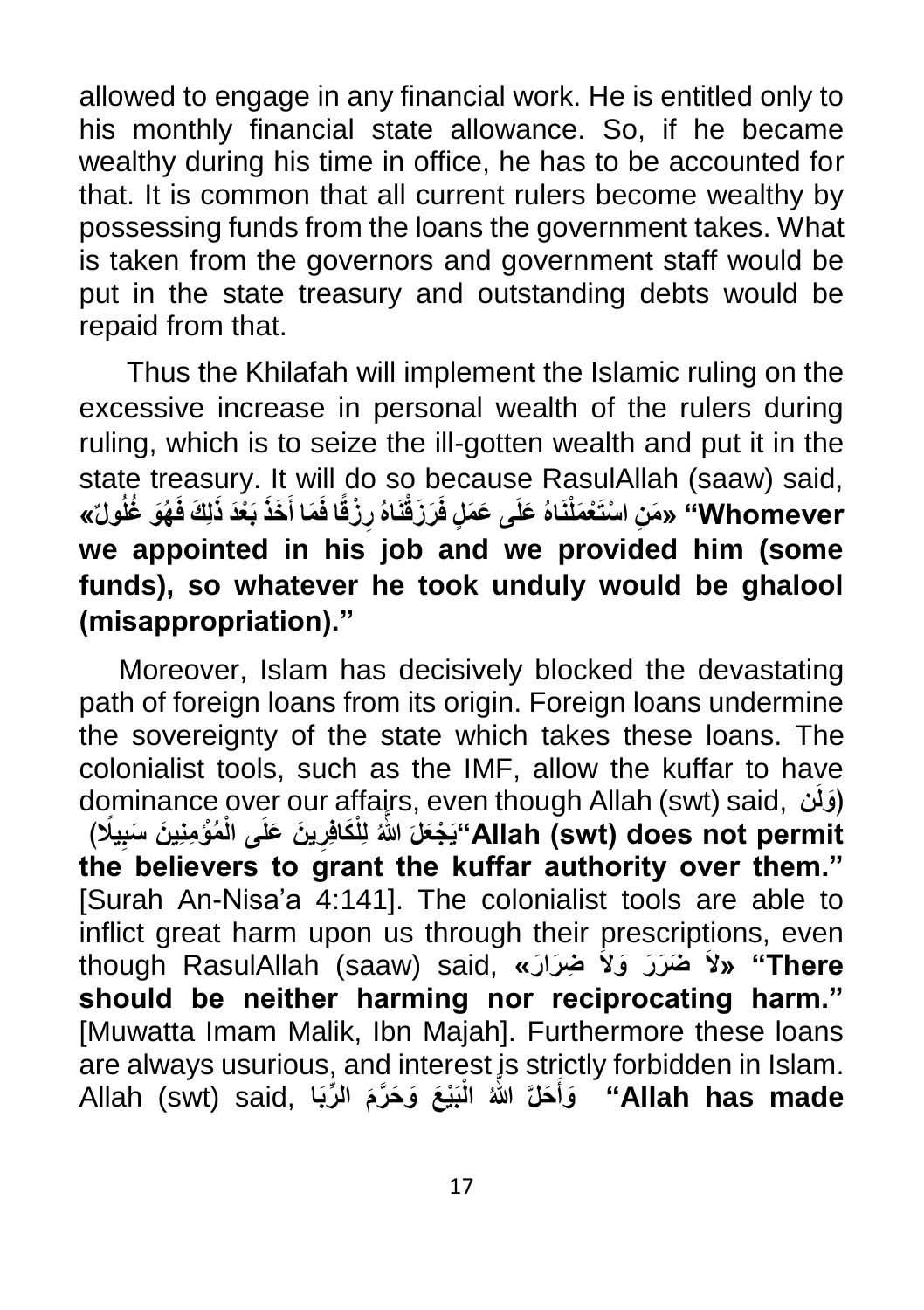allowed to engage in any financial work. He is entitled only to his monthly financial state allowance. So, if he became wealthy during his time in office, he has to be accounted for that. It is common that all current rulers become wealthy by possessing funds from the loans the government takes. What is taken from the governors and government staff would be put in the state treasury and outstanding debts would be repaid from that.

Thus the Khilafah will implement the Islamic ruling on the excessive increase in personal wealth of the rulers during ruling, which is to seize the ill-gotten wealth and put it in the state treasury. It will do so because RasulAllah (saaw) said, **«مَنِ اسْتَعْمَلْنَاهُ عَلَى عَمَلٍ فَرَزَقْنَاهُ رِزْقًا فَمَا أَخَذَ بَعْدَ ذَلِكَ فَهُوَ غُلُولٌ» "Whomever we appointed in his job and we provided him (some funds), so whatever he took unduly would be ghalool (misappropriation)."**

Moreover, Islam has decisively blocked the devastating path of foreign loans from its origin. Foreign loans undermine the sovereignty of the state which takes these loans. The colonialist tools, such as the IMF, allow the kuffar to have dominance over our affairs, even though Allah (swt) said, **(وَلَن يَجْعَلَ اللَّهُ لِلْكَافِرِينَ عَلَى الْمُؤْمِنِينَ سَبِيلًا) "Allah (swt) does not permit the believers to grant the kuffar authority over them."** [Surah An-Nisa'a 4:141]. The colonialist tools are able to inflict great harm upon us through their prescriptions, even though RasulAllah (saaw) said, **«لاَ ضَرَرَ وَلاَ ضِرَارَ» "There should be neither harming nor reciprocating harm."** [Muwatta Imam Malik, Ibn Majah]. Furthermore these loans are always usurious, and interest is strictly forbidden in Islam. Allah (swt) said, **وَأَحَلَّ اللَّهُ الْبَيْعَ وَحَرَّمَ الرِّبَا "Allah has made**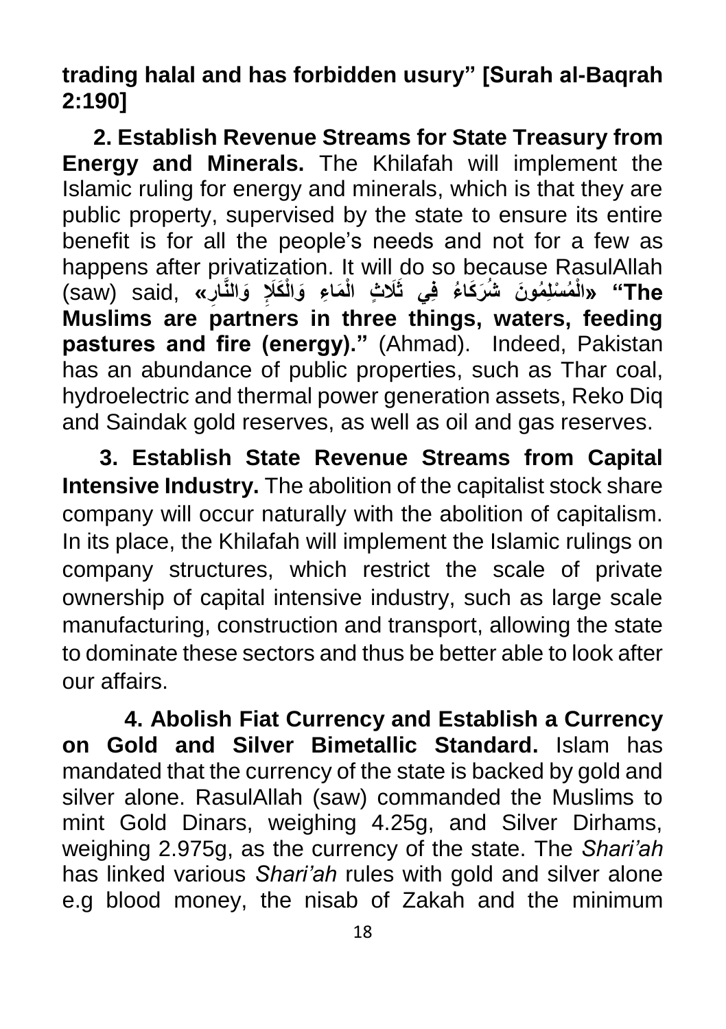**trading halal and has forbidden usury" [Surah al-Baqrah 2:190]**

**2. Establish Revenue Streams for State Treasury from Energy and Minerals.** The Khilafah will implement the Islamic ruling for energy and minerals, which is that they are public property, supervised by the state to ensure its entire benefit is for all the people's needs and not for a few as happens after privatization. It will do so because RasulAllah (saw) said, **«الْمُسْلِمُونَ شُرَكَاءُ فِي ثَلَاثٍ الْمَاءِ وَالْكَلَإِ وَالنَّارِ» "The Muslims are partners in three things, waters, feeding pastures and fire (energy)."** (Ahmad). Indeed, Pakistan has an abundance of public properties, such as Thar coal, hydroelectric and thermal power generation assets, Reko Diq and Saindak gold reserves, as well as oil and gas reserves.

**3. Establish State Revenue Streams from Capital Intensive Industry.** The abolition of the capitalist stock share company will occur naturally with the abolition of capitalism. In its place, the Khilafah will implement the Islamic rulings on company structures, which restrict the scale of private ownership of capital intensive industry, such as large scale manufacturing, construction and transport, allowing the state to dominate these sectors and thus be better able to look after our affairs.

**4. Abolish Fiat Currency and Establish a Currency on Gold and Silver Bimetallic Standard.** Islam has mandated that the currency of the state is backed by gold and silver alone. RasulAllah (saw) commanded the Muslims to mint Gold Dinars, weighing 4.25g, and Silver Dirhams, weighing 2.975g, as the currency of the state. The *Shari'ah* has linked various *Shari'ah* rules with gold and silver alone e.g blood money, the nisab of Zakah and the minimum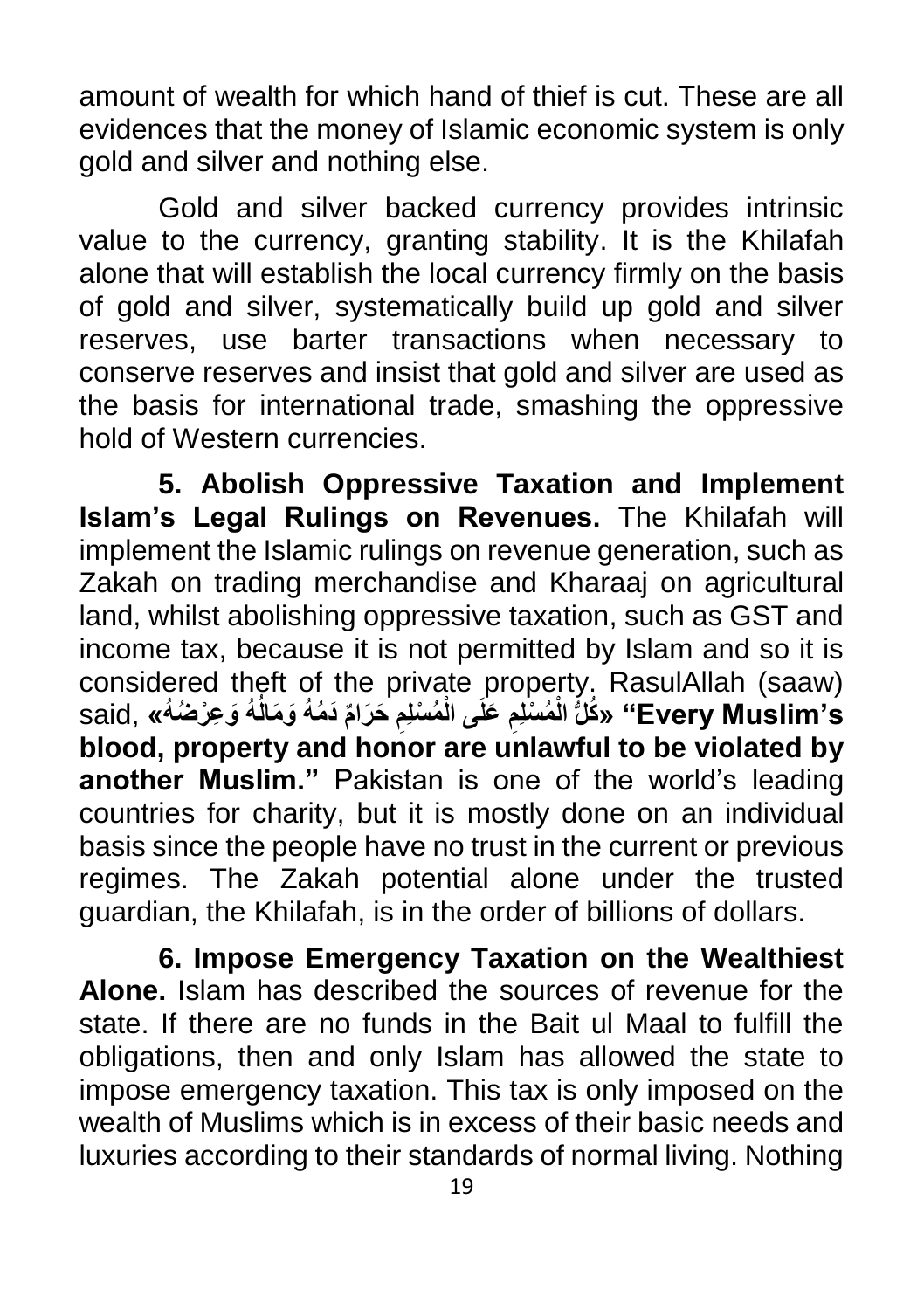amount of wealth for which hand of thief is cut. These are all evidences that the money of Islamic economic system is only gold and silver and nothing else.

Gold and silver backed currency provides intrinsic value to the currency, granting stability. It is the Khilafah alone that will establish the local currency firmly on the basis of gold and silver, systematically build up gold and silver reserves, use barter transactions when necessary to conserve reserves and insist that gold and silver are used as the basis for international trade, smashing the oppressive hold of Western currencies.

**5. Abolish Oppressive Taxation and Implement Islam's Legal Rulings on Revenues.** The Khilafah will implement the Islamic rulings on revenue generation, such as Zakah on trading merchandise and Kharaaj on agricultural land, whilst abolishing oppressive taxation, such as GST and income tax, because it is not permitted by Islam and so it is considered theft of the private property. RasulAllah (saaw) said, **«كُلُّ الْمُسْلِمِ عَلَى الْمُسْلِمِ حَرَامٌ دَمُهُ وَمَالُهُ وَعِرْضُهُ» "Every Muslim's blood, property and honor are unlawful to be violated by another Muslim."** Pakistan is one of the world's leading countries for charity, but it is mostly done on an individual basis since the people have no trust in the current or previous regimes. The Zakah potential alone under the trusted guardian, the Khilafah, is in the order of billions of dollars.

**6. Impose Emergency Taxation on the Wealthiest Alone.** Islam has described the sources of revenue for the state. If there are no funds in the Bait ul Maal to fulfill the obligations, then and only Islam has allowed the state to impose emergency taxation. This tax is only imposed on the wealth of Muslims which is in excess of their basic needs and luxuries according to their standards of normal living. Nothing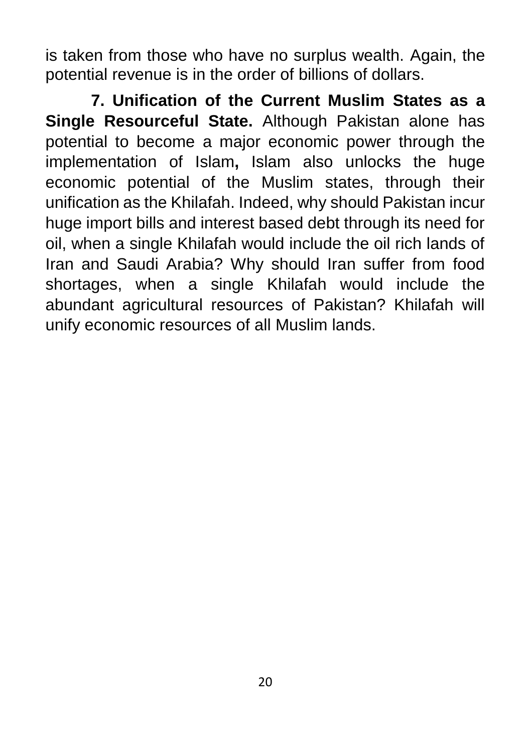is taken from those who have no surplus wealth. Again, the potential revenue is in the order of billions of dollars.

**7. Unification of the Current Muslim States as a Single Resourceful State.** Although Pakistan alone has potential to become a major economic power through the implementation of Islam**,** Islam also unlocks the huge economic potential of the Muslim states, through their unification as the Khilafah. Indeed, why should Pakistan incur huge import bills and interest based debt through its need for oil, when a single Khilafah would include the oil rich lands of Iran and Saudi Arabia? Why should Iran suffer from food shortages, when a single Khilafah would include the abundant agricultural resources of Pakistan? Khilafah will unify economic resources of all Muslim lands.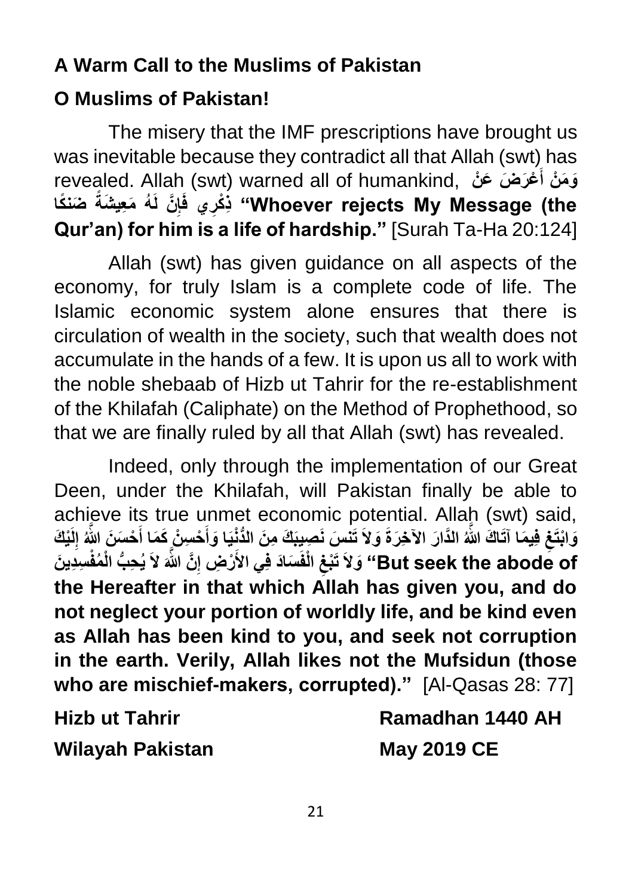## A Warm Call to the Muslims of Pakistan

## O Muslims of Pakistan!

The misery that the IMF prescriptions have brought us was inevitable because they contradict all that Allah (swt) has revealed. Allah (swt) warned all of humankind, **وَمَنْ أَعْرَضَ عَنْ ذِكْرِي فَإِنَّ لَهُ مَعِيشَةً ضَنكًا "Whoever rejects My Message (the Qur'an) for him is a life of hardship."** [Surah Ta-Ha 20:124]

Allah (swt) has given guidance on all aspects of the economy, for truly Islam is a complete code of life. The Islamic economic system alone ensures that there is circulation of wealth in the society, such that wealth does not accumulate in the hands of a few. It is upon us all to work with the noble shebaab of Hizb ut Tahrir for the re-establishment of the Khilafah (Caliphate) on the Method of Prophethood, so that we are finally ruled by all that Allah (swt) has revealed.

Indeed, only through the implementation of our Great Deen, under the Khilafah, will Pakistan finally be able to achieve its true unmet economic potential. Allah (swt) said, **وَابْتَغِ فِيمَا آتَاكَ اللَّهُ الدَّارَ الآخِرَةَ وَلاَ تَنسَ نَصِيبَكَ مِنَ الدُّنْيَا وَأَحْسِنْ كَمَا أَحْسَنَ اللَّهُ إِلَيْكَ وَلاَ تَبْغِ الْفَسَادَ فِي الأَرْضِ إِنَّ اللَّهَ لاَ يُحِبُّ الْمُفْسِدِينَ "But seek the abode of the Hereafter in that which Allah has given you, and do not neglect your portion of worldly life, and be kind even as Allah has been kind to you, and seek not corruption in the earth. Verily, Allah likes not the Mufsidun (those who are mischief-makers, corrupted)."** [Al-Qasas 28: 77]

**Hizb ut Tahrir**
**Wilayah Pakistan**

**Ramadhan 1440 AH**
**May 2019 CE**